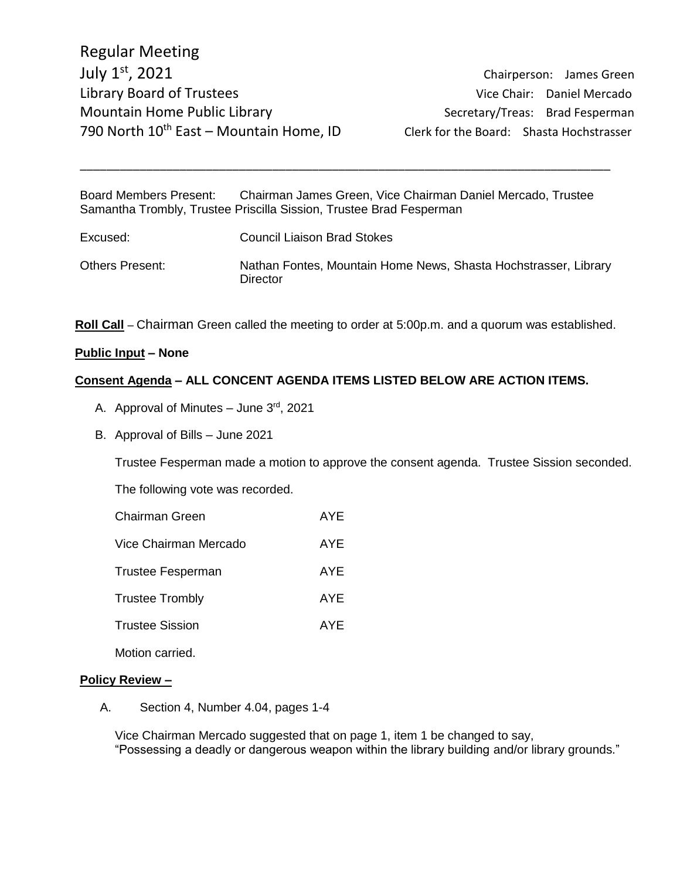Regular Meeting
July 1st, 2021
Library Board of Trustees
Mountain Home Public Library
790 North 10th East – Mountain Home, ID

Chairperson: James Green
Vice Chair: Daniel Mercado
Secretary/Treas: Brad Fesperman
Clerk for the Board: Shasta Hochstrasser

---

Board Members Present: Chairman James Green, Vice Chairman Daniel Mercado, Trustee Samantha Trombly, Trustee Priscilla Sission, Trustee Brad Fesperman

Excused: Council Liaison Brad Stokes

Others Present: Nathan Fontes, Mountain Home News, Shasta Hochstrasser, Library Director

**Roll Call** – Chairman Green called the meeting to order at 5:00p.m. and a quorum was established.

**Public Input – None**

**Consent Agenda – ALL CONCENT AGENDA ITEMS LISTED BELOW ARE ACTION ITEMS.**

A. Approval of Minutes – June 3rd, 2021

B. Approval of Bills – June 2021

Trustee Fesperman made a motion to approve the consent agenda. Trustee Sission seconded.

The following vote was recorded.

| | |
|---|---|
| Chairman Green | AYE |
| Vice Chairman Mercado | AYE |
| Trustee Fesperman | AYE |
| Trustee Trombly | AYE |
| Trustee Sission | AYE |

Motion carried.

**Policy Review –**

A. Section 4, Number 4.04, pages 1-4

Vice Chairman Mercado suggested that on page 1, item 1 be changed to say, "Possessing a deadly or dangerous weapon within the library building and/or library grounds."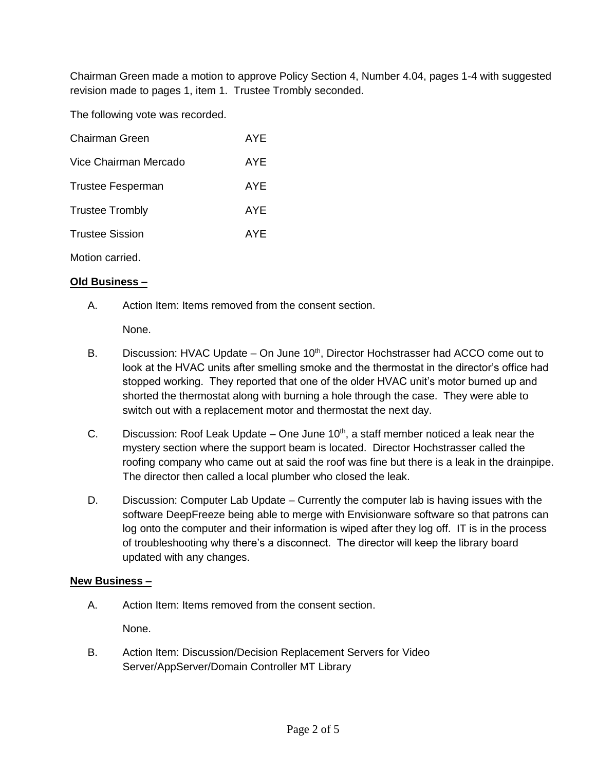Chairman Green made a motion to approve Policy Section 4, Number 4.04, pages 1-4 with suggested revision made to pages 1, item 1. Trustee Trombly seconded.

The following vote was recorded.

| | |
|---|---|
| Chairman Green | AYE |
| Vice Chairman Mercado | AYE |
| Trustee Fesperman | AYE |
| Trustee Trombly | AYE |
| Trustee Sission | AYE |

Motion carried.

**Old Business –**

A. Action Item: Items removed from the consent section.

None.

B. Discussion: HVAC Update – On June 10th, Director Hochstrasser had ACCO come out to look at the HVAC units after smelling smoke and the thermostat in the director's office had stopped working. They reported that one of the older HVAC unit's motor burned up and shorted the thermostat along with burning a hole through the case. They were able to switch out with a replacement motor and thermostat the next day.

C. Discussion: Roof Leak Update – One June 10th, a staff member noticed a leak near the mystery section where the support beam is located. Director Hochstrasser called the roofing company who came out at said the roof was fine but there is a leak in the drainpipe. The director then called a local plumber who closed the leak.

D. Discussion: Computer Lab Update – Currently the computer lab is having issues with the software DeepFreeze being able to merge with Envisionware software so that patrons can log onto the computer and their information is wiped after they log off. IT is in the process of troubleshooting why there's a disconnect. The director will keep the library board updated with any changes.

**New Business –**

A. Action Item: Items removed from the consent section.

None.

B. Action Item: Discussion/Decision Replacement Servers for Video Server/AppServer/Domain Controller MT Library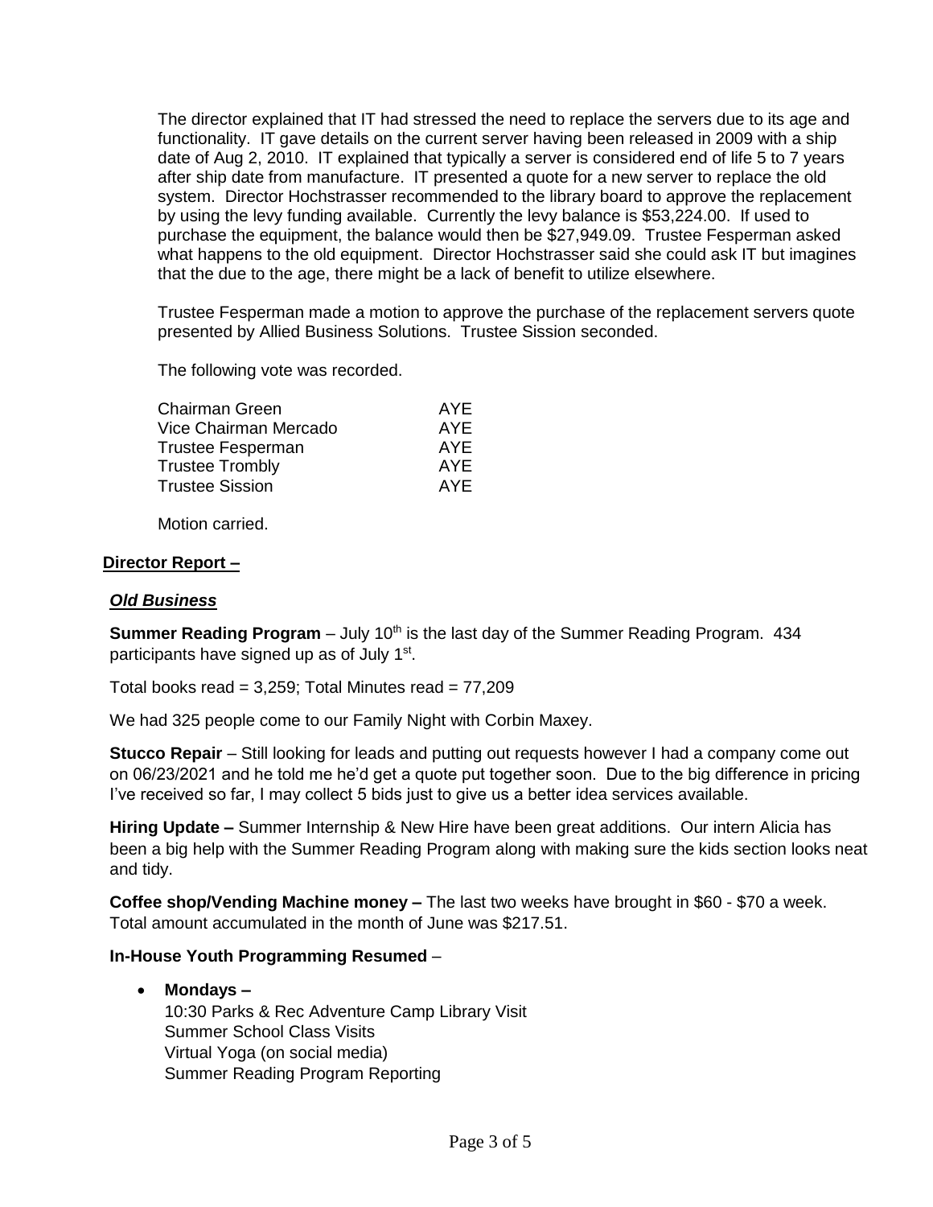The director explained that IT had stressed the need to replace the servers due to its age and functionality. IT gave details on the current server having been released in 2009 with a ship date of Aug 2, 2010. IT explained that typically a server is considered end of life 5 to 7 years after ship date from manufacture. IT presented a quote for a new server to replace the old system. Director Hochstrasser recommended to the library board to approve the replacement by using the levy funding available. Currently the levy balance is $53,224.00. If used to purchase the equipment, the balance would then be $27,949.09. Trustee Fesperman asked what happens to the old equipment. Director Hochstrasser said she could ask IT but imagines that the due to the age, there might be a lack of benefit to utilize elsewhere.

Trustee Fesperman made a motion to approve the purchase of the replacement servers quote presented by Allied Business Solutions. Trustee Sission seconded.

The following vote was recorded.

| | |
|---|---|
| Chairman Green | AYE |
| Vice Chairman Mercado | AYE |
| Trustee Fesperman | AYE |
| Trustee Trombly | AYE |
| Trustee Sission | AYE |

Motion carried.

**Director Report –**

***Old Business***

**Summer Reading Program** – July 10th is the last day of the Summer Reading Program. 434 participants have signed up as of July 1st.

Total books read = 3,259; Total Minutes read = 77,209

We had 325 people come to our Family Night with Corbin Maxey.

**Stucco Repair** – Still looking for leads and putting out requests however I had a company come out on 06/23/2021 and he told me he'd get a quote put together soon. Due to the big difference in pricing I've received so far, I may collect 5 bids just to give us a better idea services available.

**Hiring Update –** Summer Internship & New Hire have been great additions. Our intern Alicia has been a big help with the Summer Reading Program along with making sure the kids section looks neat and tidy.

**Coffee shop/Vending Machine money –** The last two weeks have brought in $60 - $70 a week. Total amount accumulated in the month of June was $217.51.

**In-House Youth Programming Resumed** –

- **Mondays –**
  10:30 Parks & Rec Adventure Camp Library Visit
  Summer School Class Visits
  Virtual Yoga (on social media)
  Summer Reading Program Reporting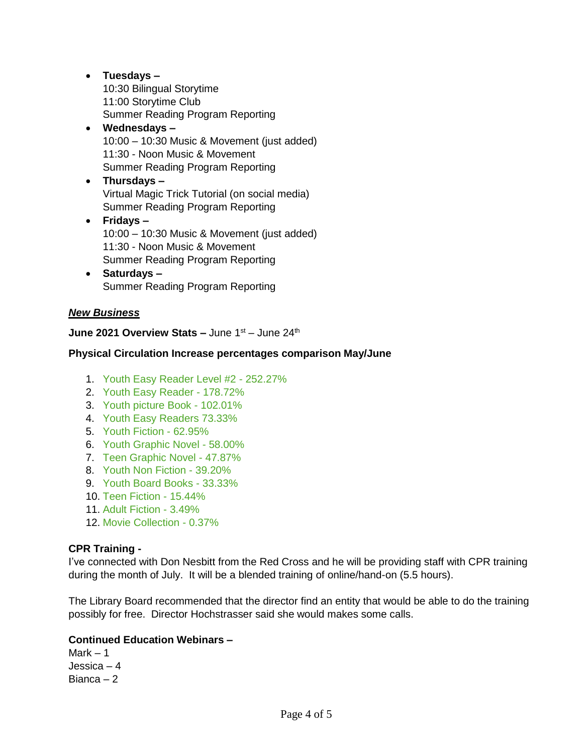- **Tuesdays –**
  10:30 Bilingual Storytime
  11:00 Storytime Club
  Summer Reading Program Reporting
- **Wednesdays –**
  10:00 – 10:30 Music & Movement (just added)
  11:30 - Noon Music & Movement
  Summer Reading Program Reporting
- **Thursdays –**
  Virtual Magic Trick Tutorial (on social media)
  Summer Reading Program Reporting
- **Fridays –**
  10:00 – 10:30 Music & Movement (just added)
  11:30 - Noon Music & Movement
  Summer Reading Program Reporting
- **Saturdays –**
  Summer Reading Program Reporting

***New Business***

**June 2021 Overview Stats –** June 1st – June 24th

**Physical Circulation Increase percentages comparison May/June**

1. Youth Easy Reader Level #2 - 252.27%
2. Youth Easy Reader - 178.72%
3. Youth picture Book - 102.01%
4. Youth Easy Readers 73.33%
5. Youth Fiction - 62.95%
6. Youth Graphic Novel - 58.00%
7. Teen Graphic Novel - 47.87%
8. Youth Non Fiction - 39.20%
9. Youth Board Books - 33.33%
10. Teen Fiction - 15.44%
11. Adult Fiction - 3.49%
12. Movie Collection - 0.37%

**CPR Training -**

I've connected with Don Nesbitt from the Red Cross and he will be providing staff with CPR training during the month of July. It will be a blended training of online/hand-on (5.5 hours).

The Library Board recommended that the director find an entity that would be able to do the training possibly for free. Director Hochstrasser said she would makes some calls.

**Continued Education Webinars –**

Mark – 1
Jessica – 4
Bianca – 2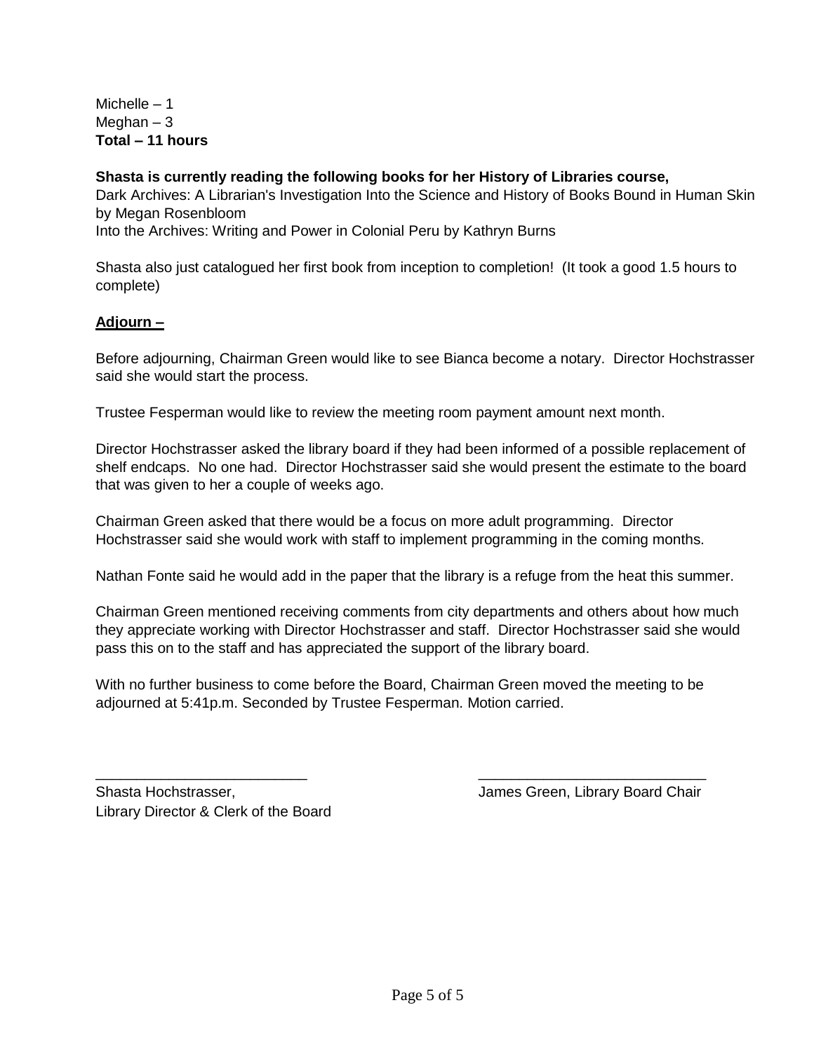Michelle – 1
Meghan – 3
**Total – 11 hours**

**Shasta is currently reading the following books for her History of Libraries course,**
Dark Archives: A Librarian's Investigation Into the Science and History of Books Bound in Human Skin by Megan Rosenbloom
Into the Archives: Writing and Power in Colonial Peru by Kathryn Burns

Shasta also just catalogued her first book from inception to completion! (It took a good 1.5 hours to complete)

**<u>Adjourn –</u>**

Before adjourning, Chairman Green would like to see Bianca become a notary. Director Hochstrasser said she would start the process.

Trustee Fesperman would like to review the meeting room payment amount next month.

Director Hochstrasser asked the library board if they had been informed of a possible replacement of shelf endcaps. No one had. Director Hochstrasser said she would present the estimate to the board that was given to her a couple of weeks ago.

Chairman Green asked that there would be a focus on more adult programming. Director Hochstrasser said she would work with staff to implement programming in the coming months.

Nathan Fonte said he would add in the paper that the library is a refuge from the heat this summer.

Chairman Green mentioned receiving comments from city departments and others about how much they appreciate working with Director Hochstrasser and staff. Director Hochstrasser said she would pass this on to the staff and has appreciated the support of the library board.

With no further business to come before the Board, Chairman Green moved the meeting to be adjourned at 5:41p.m. Seconded by Trustee Fesperman. Motion carried.

\_\_\_\_\_\_\_\_\_\_\_\_\_\_\_\_\_\_\_\_\_\_\_\_\_\_
Shasta Hochstrasser,
Library Director & Clerk of the Board

\_\_\_\_\_\_\_\_\_\_\_\_\_\_\_\_\_\_\_\_\_\_\_\_\_\_\_\_
James Green, Library Board Chair